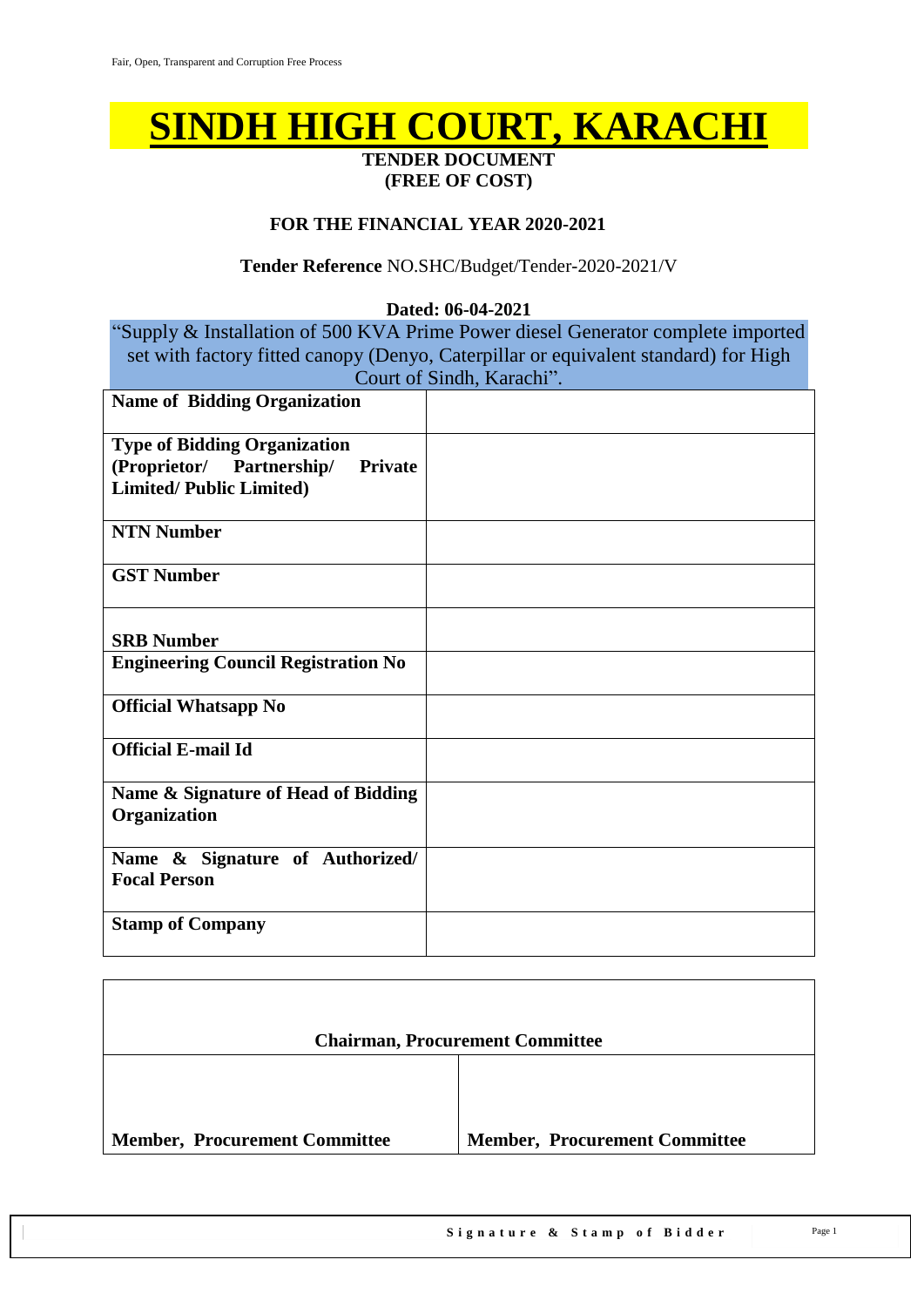# SINDH HIGH COURT, KARACHI

**TENDER DOCUMENT**
**(FREE OF COST)**

**FOR THE FINANCIAL YEAR 2020-2021**

**Tender Reference** NO.SHC/Budget/Tender-2020-2021/V

**Dated: 06-04-2021**

"Supply & Installation of 500 KVA Prime Power diesel Generator complete imported set with factory fitted canopy (Denyo, Caterpillar or equivalent standard) for High Court of Sindh, Karachi".

| **Name of Bidding Organization** | |
|---|---|
| **Type of Bidding Organization (Proprietor/ Partnership/ Private Limited/ Public Limited)** | |
| **NTN Number** | |
| **GST Number** | |
| **SRB Number** | |
| **Engineering Council Registration No** | |
| **Official Whatsapp No** | |
| **Official E-mail Id** | |
| **Name & Signature of Head of Bidding Organization** | |
| **Name & Signature of Authorized/ Focal Person** | |
| **Stamp of Company** | |

| **Chairman, Procurement Committee** | |
|---|---|
| **Member, Procurement Committee** | **Member, Procurement Committee** |

**Signature & Stamp of Bidder**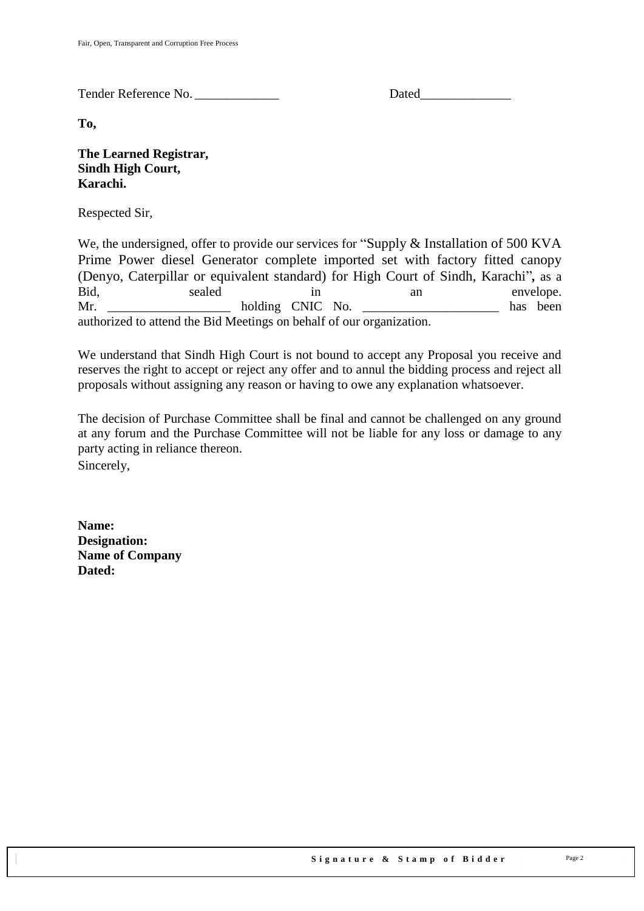Tender Reference No. _____________ Dated______________

**To,**

**The Learned Registrar,**
**Sindh High Court,**
**Karachi.**

Respected Sir,

We, the undersigned, offer to provide our services for "Supply & Installation of 500 KVA Prime Power diesel Generator complete imported set with factory fitted canopy (Denyo, Caterpillar or equivalent standard) for High Court of Sindh, Karachi", as a Bid, sealed in an envelope. Mr. ___________________ holding CNIC No. _____________________ has been authorized to attend the Bid Meetings on behalf of our organization.

We understand that Sindh High Court is not bound to accept any Proposal you receive and reserves the right to accept or reject any offer and to annul the bidding process and reject all proposals without assigning any reason or having to owe any explanation whatsoever.

The decision of Purchase Committee shall be final and cannot be challenged on any ground at any forum and the Purchase Committee will not be liable for any loss or damage to any party acting in reliance thereon.

Sincerely,

**Name:**
**Designation:**
**Name of Company**
**Dated:**

**Signature & Stamp of Bidder**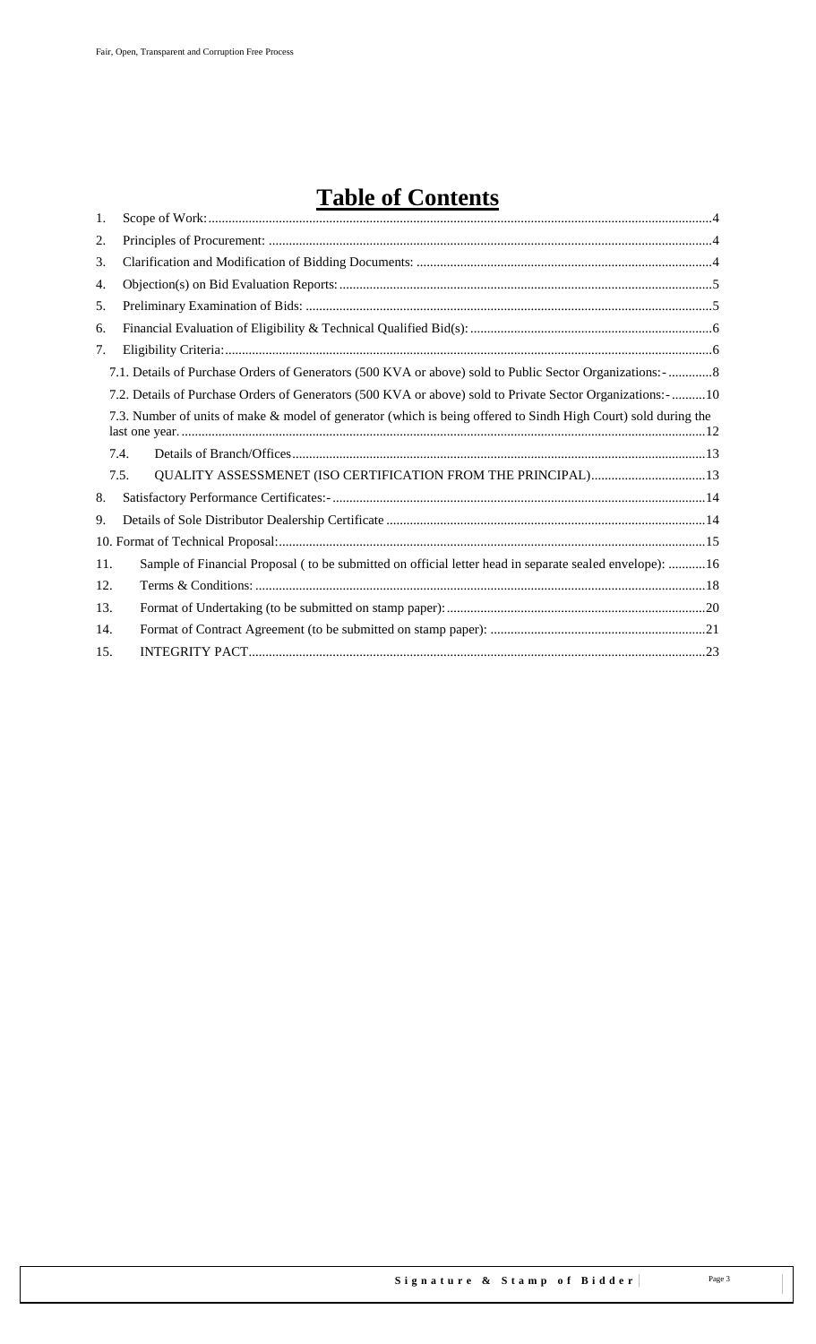# Table of Contents

1. Scope of Work: ....4
2. Principles of Procurement: ....4
3. Clarification and Modification of Bidding Documents: ....4
4. Objection(s) on Bid Evaluation Reports: ....5
5. Preliminary Examination of Bids: ....5
6. Financial Evaluation of Eligibility & Technical Qualified Bid(s): ....6
7. Eligibility Criteria: ....6
   - 7.1. Details of Purchase Orders of Generators (500 KVA or above) sold to Public Sector Organizations:- ....8
   - 7.2. Details of Purchase Orders of Generators (500 KVA or above) sold to Private Sector Organizations:- ....10
   - 7.3. Number of units of make & model of generator (which is being offered to Sindh High Court) sold during the last one year. ....12
   - 7.4. Details of Branch/Offices ....13
   - 7.5. QUALITY ASSESSMENET (ISO CERTIFICATION FROM THE PRINCIPAL) ....13
8. Satisfactory Performance Certificates:- ....14
9. Details of Sole Distributor Dealership Certificate ....14
10. Format of Technical Proposal: ....15
11. Sample of Financial Proposal ( to be submitted on official letter head in separate sealed envelope): ....16
12. Terms & Conditions: ....18
13. Format of Undertaking (to be submitted on stamp paper): ....20
14. Format of Contract Agreement (to be submitted on stamp paper): ....21
15. INTEGRITY PACT ....23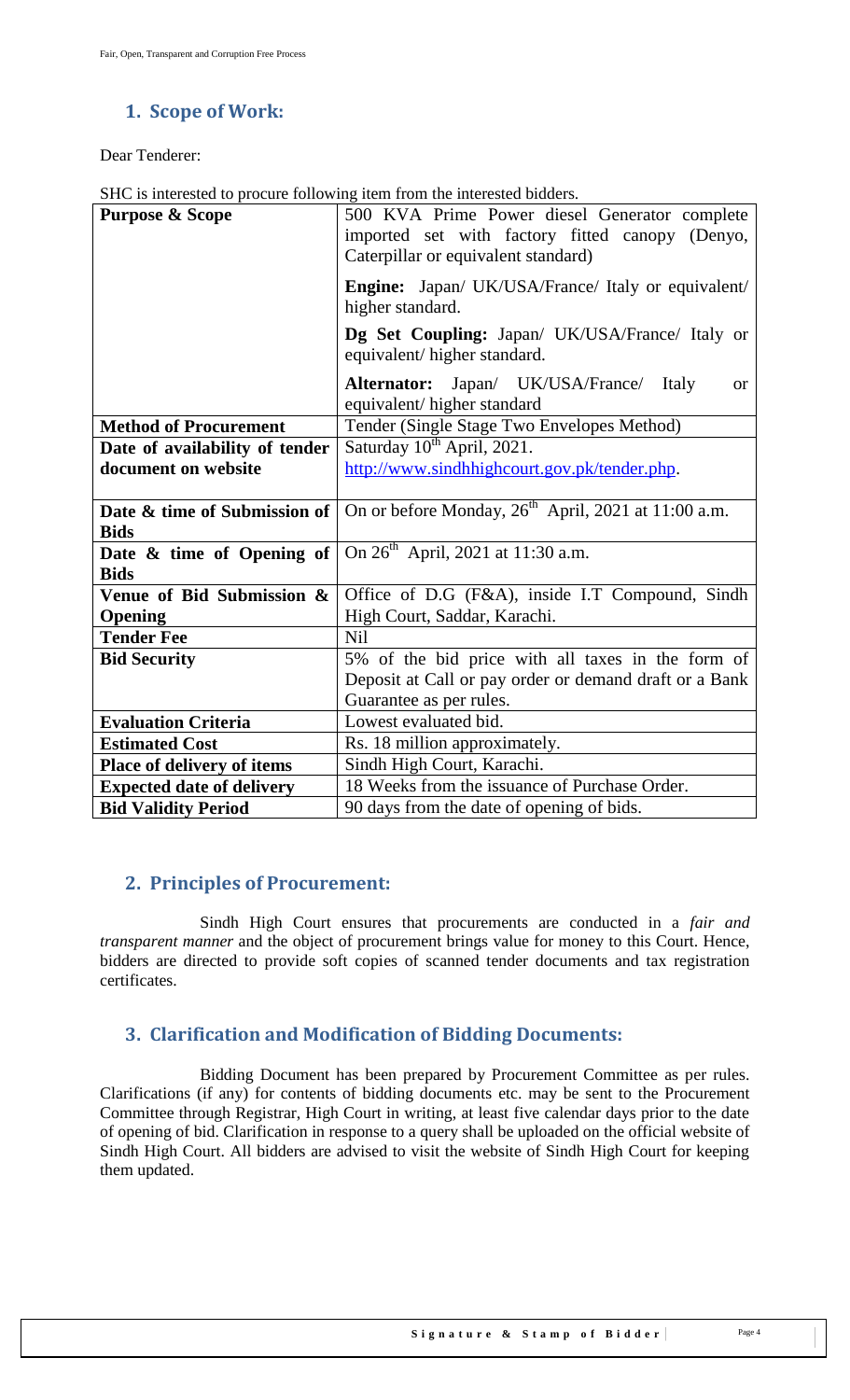## 1. Scope of Work:

Dear Tenderer:

SHC is interested to procure following item from the interested bidders.

| | |
|---|---|
| **Purpose & Scope** | 500 KVA Prime Power diesel Generator complete imported set with factory fitted canopy (Denyo, Caterpillar or equivalent standard)<br><br>**Engine:** Japan/ UK/USA/France/ Italy or equivalent/ higher standard.<br><br>**Dg Set Coupling:** Japan/ UK/USA/France/ Italy or equivalent/ higher standard.<br><br>**Alternator:** Japan/ UK/USA/France/ Italy or equivalent/ higher standard |
| **Method of Procurement** | Tender (Single Stage Two Envelopes Method) |
| **Date of availability of tender document on website** | Saturday 10th April, 2021.<br>http://www.sindhhighcourt.gov.pk/tender.php. |
| **Date & time of Submission of Bids** | On or before Monday, 26th April, 2021 at 11:00 a.m. |
| **Date & time of Opening of Bids** | On 26th April, 2021 at 11:30 a.m. |
| **Venue of Bid Submission & Opening** | Office of D.G (F&A), inside I.T Compound, Sindh High Court, Saddar, Karachi. |
| **Tender Fee** | Nil |
| **Bid Security** | 5% of the bid price with all taxes in the form of Deposit at Call or pay order or demand draft or a Bank Guarantee as per rules. |
| **Evaluation Criteria** | Lowest evaluated bid. |
| **Estimated Cost** | Rs. 18 million approximately. |
| **Place of delivery of items** | Sindh High Court, Karachi. |
| **Expected date of delivery** | 18 Weeks from the issuance of Purchase Order. |
| **Bid Validity Period** | 90 days from the date of opening of bids. |

## 2. Principles of Procurement:

Sindh High Court ensures that procurements are conducted in a *fair and transparent manner* and the object of procurement brings value for money to this Court. Hence, bidders are directed to provide soft copies of scanned tender documents and tax registration certificates.

## 3. Clarification and Modification of Bidding Documents:

Bidding Document has been prepared by Procurement Committee as per rules. Clarifications (if any) for contents of bidding documents etc. may be sent to the Procurement Committee through Registrar, High Court in writing, at least five calendar days prior to the date of opening of bid. Clarification in response to a query shall be uploaded on the official website of Sindh High Court. All bidders are advised to visit the website of Sindh High Court for keeping them updated.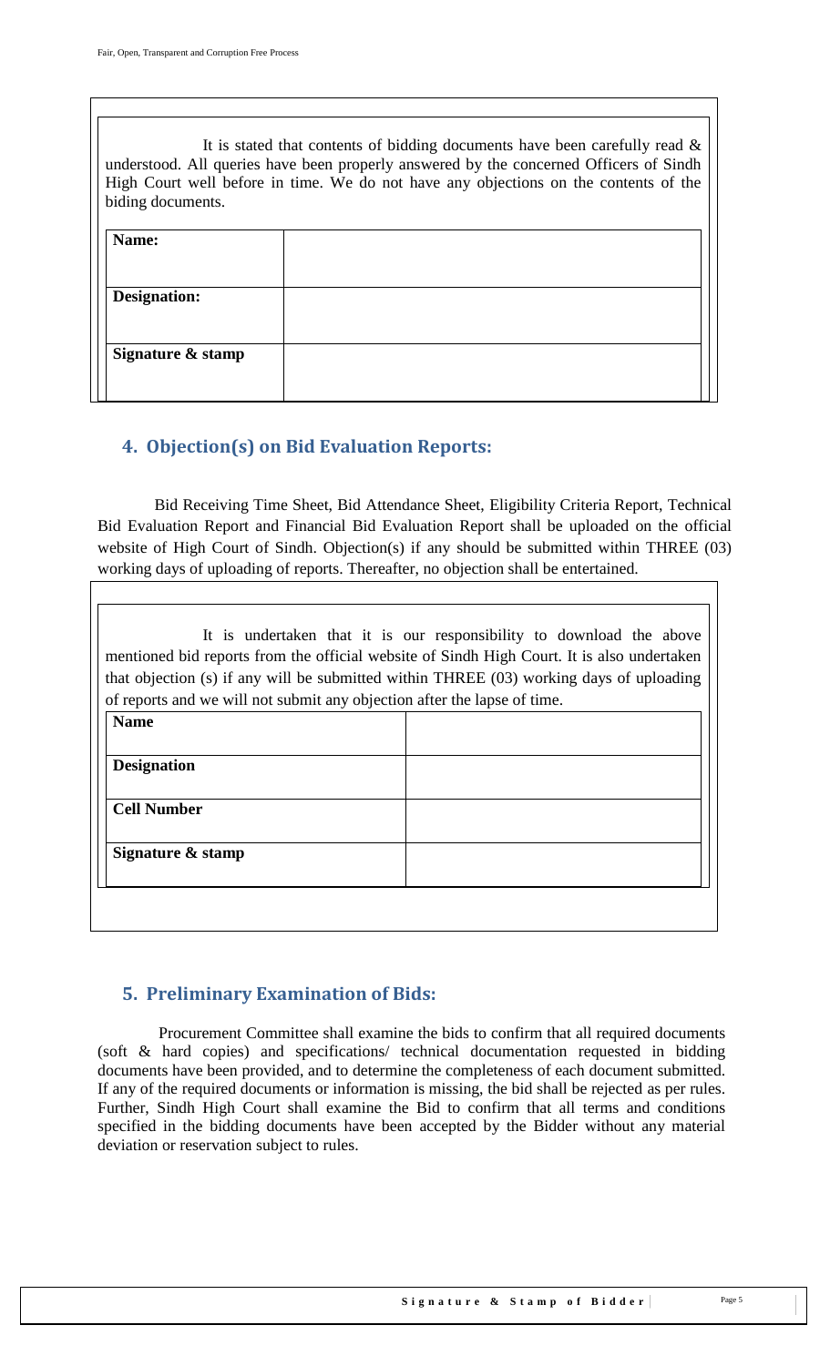It is stated that contents of bidding documents have been carefully read & understood. All queries have been properly answered by the concerned Officers of Sindh High Court well before in time. We do not have any objections on the contents of the biding documents.

| **Name:** | |
|---|---|
| **Designation:** | |
| **Signature & stamp** | |

## 4. Objection(s) on Bid Evaluation Reports:

Bid Receiving Time Sheet, Bid Attendance Sheet, Eligibility Criteria Report, Technical Bid Evaluation Report and Financial Bid Evaluation Report shall be uploaded on the official website of High Court of Sindh. Objection(s) if any should be submitted within THREE (03) working days of uploading of reports. Thereafter, no objection shall be entertained.

It is undertaken that it is our responsibility to download the above mentioned bid reports from the official website of Sindh High Court. It is also undertaken that objection (s) if any will be submitted within THREE (03) working days of uploading of reports and we will not submit any objection after the lapse of time.

| **Name** | |
|---|---|
| **Designation** | |
| **Cell Number** | |
| **Signature & stamp** | |

## 5. Preliminary Examination of Bids:

Procurement Committee shall examine the bids to confirm that all required documents (soft & hard copies) and specifications/ technical documentation requested in bidding documents have been provided, and to determine the completeness of each document submitted. If any of the required documents or information is missing, the bid shall be rejected as per rules. Further, Sindh High Court shall examine the Bid to confirm that all terms and conditions specified in the bidding documents have been accepted by the Bidder without any material deviation or reservation subject to rules.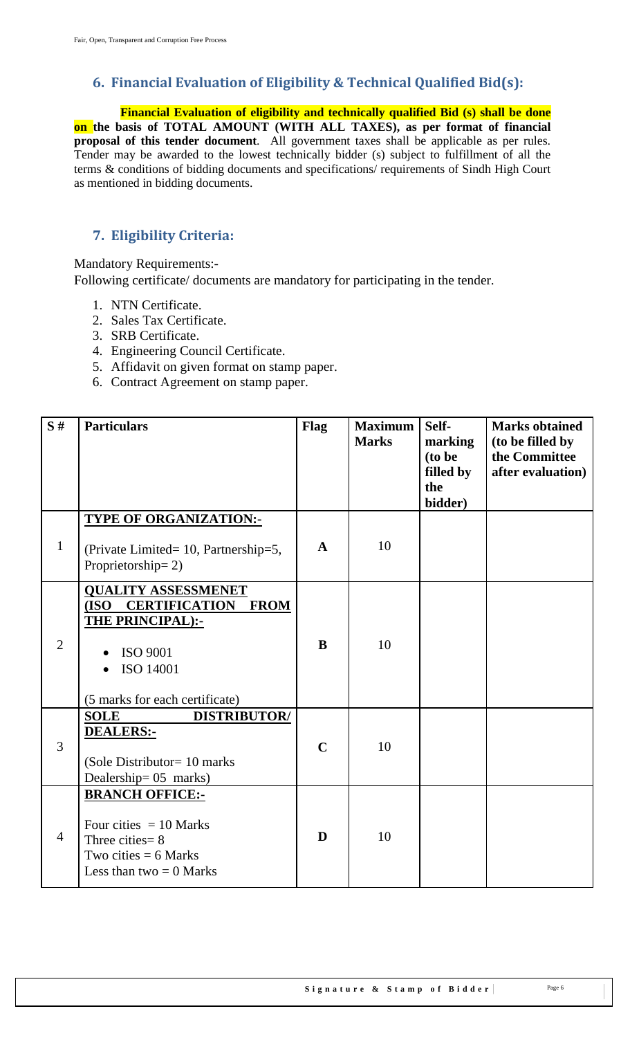## 6. Financial Evaluation of Eligibility & Technical Qualified Bid(s):

**Financial Evaluation of eligibility and technically qualified Bid (s) shall be done on the basis of TOTAL AMOUNT (WITH ALL TAXES), as per format of financial proposal of this tender document**. All government taxes shall be applicable as per rules. Tender may be awarded to the lowest technically bidder (s) subject to fulfillment of all the terms & conditions of bidding documents and specifications/ requirements of Sindh High Court as mentioned in bidding documents.

## 7. Eligibility Criteria:

Mandatory Requirements:-

Following certificate/ documents are mandatory for participating in the tender.

1. NTN Certificate.
2. Sales Tax Certificate.
3. SRB Certificate.
4. Engineering Council Certificate.
5. Affidavit on given format on stamp paper.
6. Contract Agreement on stamp paper.

| S # | Particulars | Flag | Maximum Marks | Self-marking (to be filled by the bidder) | Marks obtained (to be filled by the Committee after evaluation) |
|---|---|---|---|---|---|
| 1 | **TYPE OF ORGANIZATION:-**<br>(Private Limited= 10, Partnership=5, Proprietorship= 2) | **A** | 10 | | |
| 2 | **QUALITY ASSESSMENET (ISO CERTIFICATION FROM THE PRINCIPAL):-**<br>• ISO 9001<br>• ISO 14001<br>(5 marks for each certificate) | **B** | 10 | | |
| 3 | **SOLE DISTRIBUTOR/ DEALERS:-**<br>(Sole Distributor= 10 marks Dealership= 05 marks) | **C** | 10 | | |
| 4 | **BRANCH OFFICE:-**<br>Four cities = 10 Marks<br>Three cities= 8<br>Two cities = 6 Marks<br>Less than two = 0 Marks | **D** | 10 | | |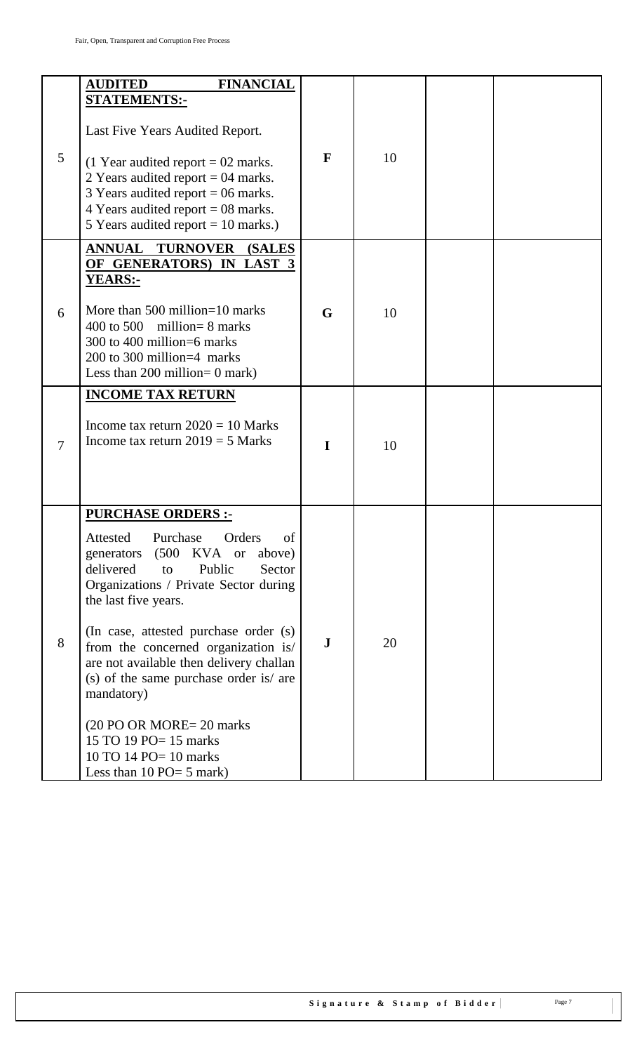| | | | | | |
|---|---|---|---|---|---|
| 5 | **AUDITED FINANCIAL STATEMENTS:-**<br><br>Last Five Years Audited Report.<br><br>(1 Year audited report = 02 marks.<br>2 Years audited report = 04 marks.<br>3 Years audited report = 06 marks.<br>4 Years audited report = 08 marks.<br>5 Years audited report = 10 marks.) | **F** | 10 | | |
| 6 | **ANNUAL TURNOVER (SALES OF GENERATORS) IN LAST 3 YEARS:-**<br><br>More than 500 million=10 marks<br>400 to 500 million= 8 marks<br>300 to 400 million=6 marks<br>200 to 300 million=4 marks<br>Less than 200 million= 0 mark) | **G** | 10 | | |
| 7 | **INCOME TAX RETURN**<br><br>Income tax return 2020 = 10 Marks<br>Income tax return 2019 = 5 Marks | **I** | 10 | | |
| 8 | **PURCHASE ORDERS :-**<br><br>Attested Purchase Orders of generators (500 KVA or above) delivered to Public Sector Organizations / Private Sector during the last five years.<br><br>(In case, attested purchase order (s) from the concerned organization is/ are not available then delivery challan (s) of the same purchase order is/ are mandatory)<br><br>(20 PO OR MORE= 20 marks<br>15 TO 19 PO= 15 marks<br>10 TO 14 PO= 10 marks<br>Less than 10 PO= 5 mark) | **J** | 20 | | |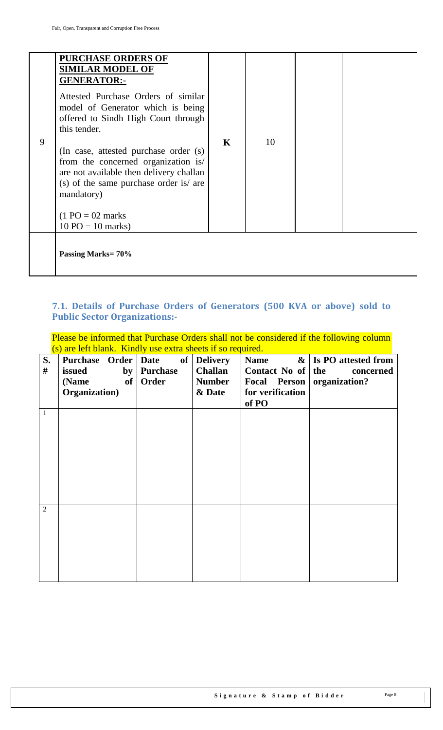| 9 | **PURCHASE ORDERS OF SIMILAR MODEL OF GENERATOR:-**<br><br>Attested Purchase Orders of similar model of Generator which is being offered to Sindh High Court through this tender.<br><br>(In case, attested purchase order (s) from the concerned organization is/ are not available then delivery challan (s) of the same purchase order is/ are mandatory)<br><br>(1 PO = 02 marks<br>10 PO = 10 marks) | **K** | 10 | | |
|---|---|---|---|---|---|
| | **Passing Marks= 70%** | | | | |

### 7.1. Details of Purchase Orders of Generators (500 KVA or above) sold to Public Sector Organizations:-

Please be informed that Purchase Orders shall not be considered if the following column (s) are left blank. Kindly use extra sheets if so required.

| S. # | Purchase Order issued by (Name of Organization) | Date of Purchase Order | Delivery Challan Number & Date | Name & Contact No of Focal Person for verification of PO | Is PO attested from the concerned organization? |
|---|---|---|---|---|---|
| 1 | | | | | |
| 2 | | | | | |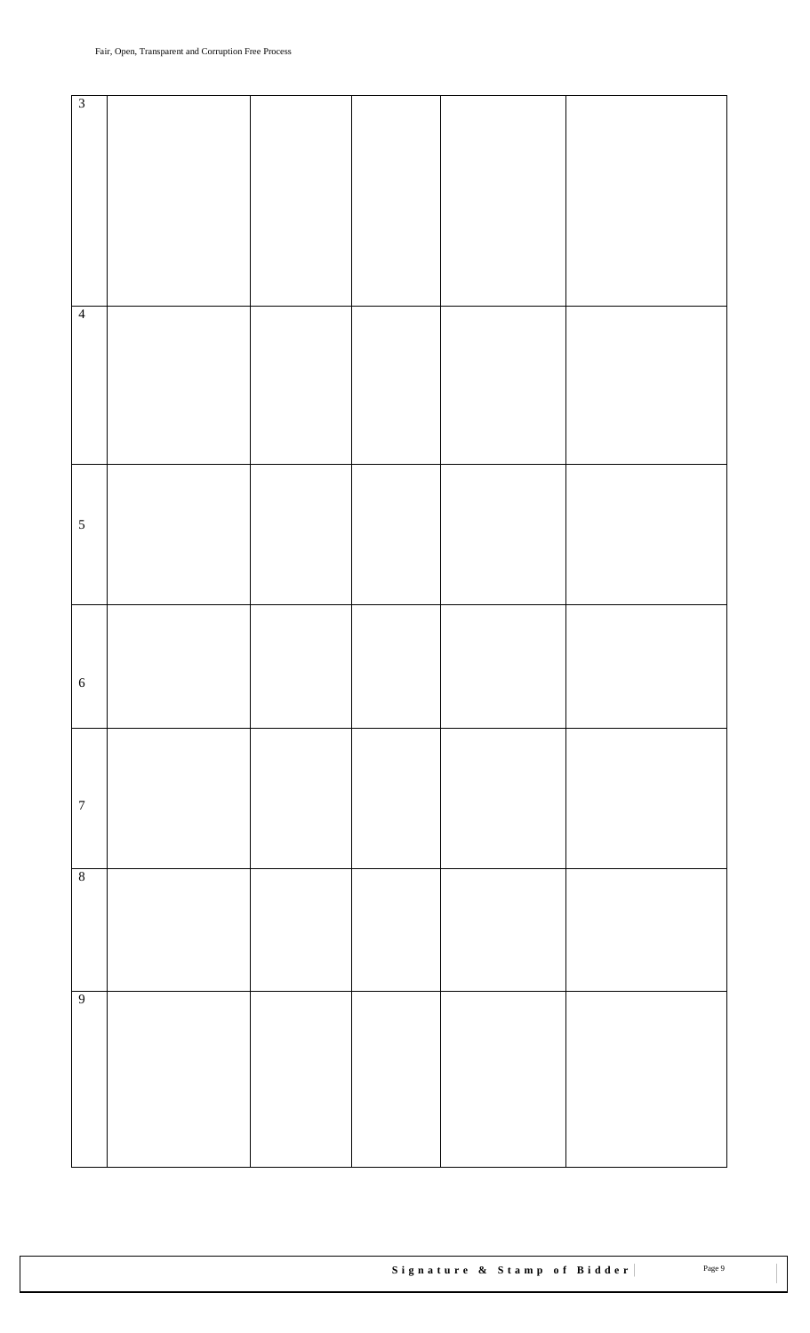| 3 | | | | | |
|---|---|---|---|---|---|
| 4 | | | | | |
| 5 | | | | | |
| 6 | | | | | |
| 7 | | | | | |
| 8 | | | | | |
| 9 | | | | | |

**Signature & Stamp of Bidder**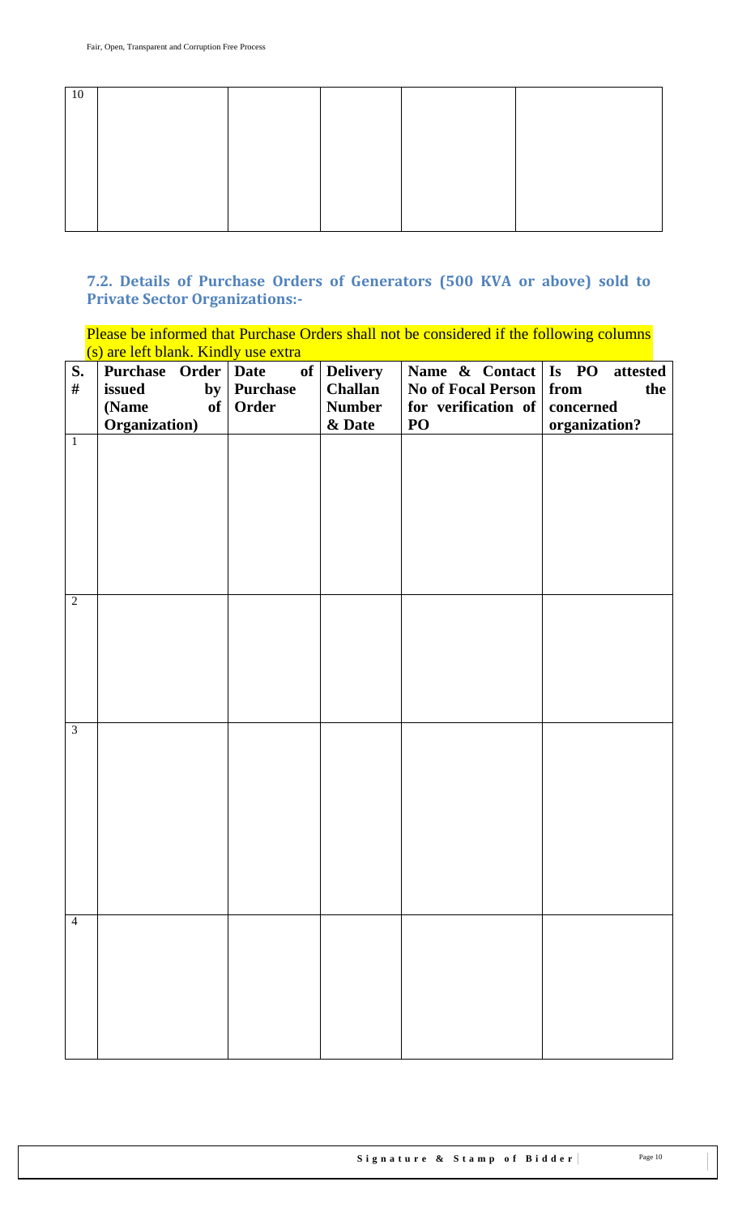| 10 | | | | | |
|---|---|---|---|---|---|

### 7.2. Details of Purchase Orders of Generators (500 KVA or above) sold to Private Sector Organizations:-

Please be informed that Purchase Orders shall not be considered if the following columns (s) are left blank. Kindly use extra

| S. # | Purchase Order issued by (Name of Organization) | Date of Purchase Order | Delivery Challan Number & Date | Name & Contact No of Focal Person for verification of PO | Is PO attested from the concerned organization? |
|---|---|---|---|---|---|
| 1 | | | | | |
| 2 | | | | | |
| 3 | | | | | |
| 4 | | | | | |

**Signature & Stamp of Bidder**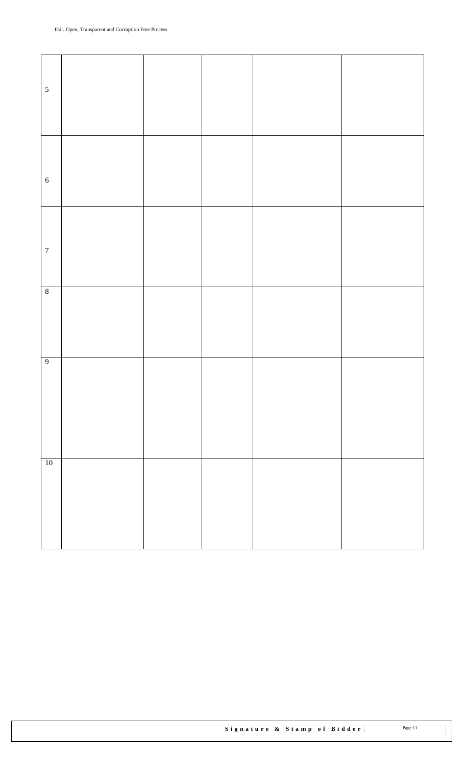| | | | | | |
|---|---|---|---|---|---|
| 5 | | | | | |
| 6 | | | | | |
| 7 | | | | | |
| 8 | | | | | |
| 9 | | | | | |
| 10 | | | | | |

**Signature & Stamp of Bidder**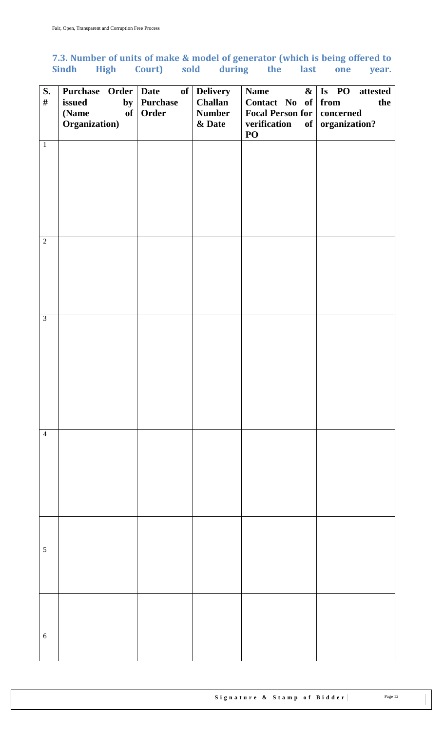### 7.3. Number of units of make & model of generator (which is being offered to Sindh High Court) sold during the last one year.

| S. # | Purchase Order issued by (Name of Organization) | Date of Purchase Order | Delivery Challan Number & Date | Name & Contact No of Focal Person for verification of PO | Is PO attested from the concerned organization? |
|---|---|---|---|---|---|
| 1 | | | | | |
| 2 | | | | | |
| 3 | | | | | |
| 4 | | | | | |
| 5 | | | | | |
| 6 | | | | | |

**Signature & Stamp of Bidder**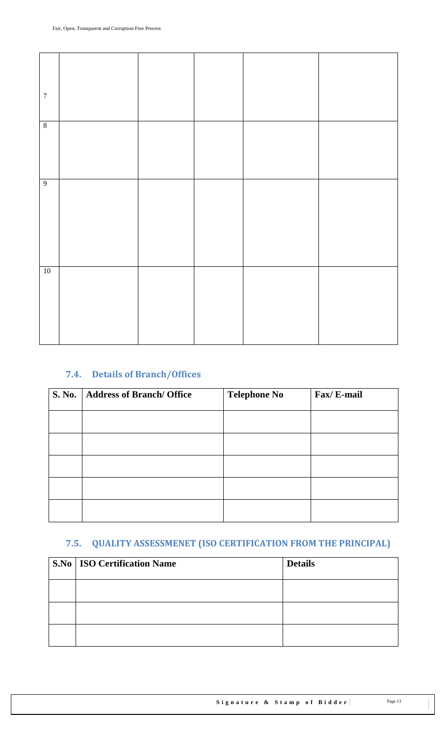| | | | | | |
|---|---|---|---|---|---|
| 7 | | | | | |
| 8 | | | | | |
| 9 | | | | | |
| 10 | | | | | |

### 7.4. Details of Branch/Offices

| S. No. | Address of Branch/ Office | Telephone No | Fax/ E-mail |
|---|---|---|---|
| | | | |
| | | | |
| | | | |
| | | | |
| | | | |

### 7.5. QUALITY ASSESSMENET (ISO CERTIFICATION FROM THE PRINCIPAL)

| S.No | ISO Certification Name | Details |
|---|---|---|
| | | |
| | | |
| | | |

**Signature & Stamp of Bidder**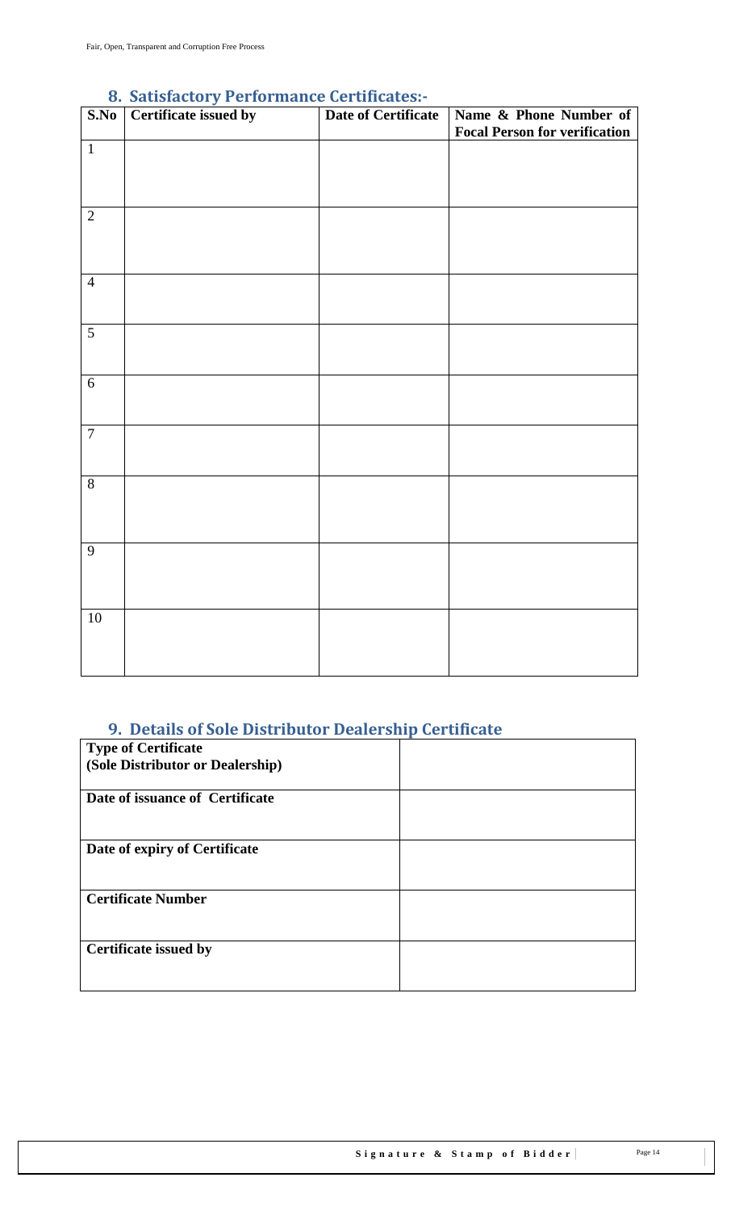## 8. Satisfactory Performance Certificates:-

| S.No | Certificate issued by | Date of Certificate | Name & Phone Number of Focal Person for verification |
|---|---|---|---|
| 1 | | | |
| 2 | | | |
| 4 | | | |
| 5 | | | |
| 6 | | | |
| 7 | | | |
| 8 | | | |
| 9 | | | |
| 10 | | | |

## 9. Details of Sole Distributor Dealership Certificate

| Type of Certificate (Sole Distributor or Dealership) | |
|---|---|
| Date of issuance of Certificate | |
| Date of expiry of Certificate | |
| Certificate Number | |
| Certificate issued by | |

**Signature & Stamp of Bidder**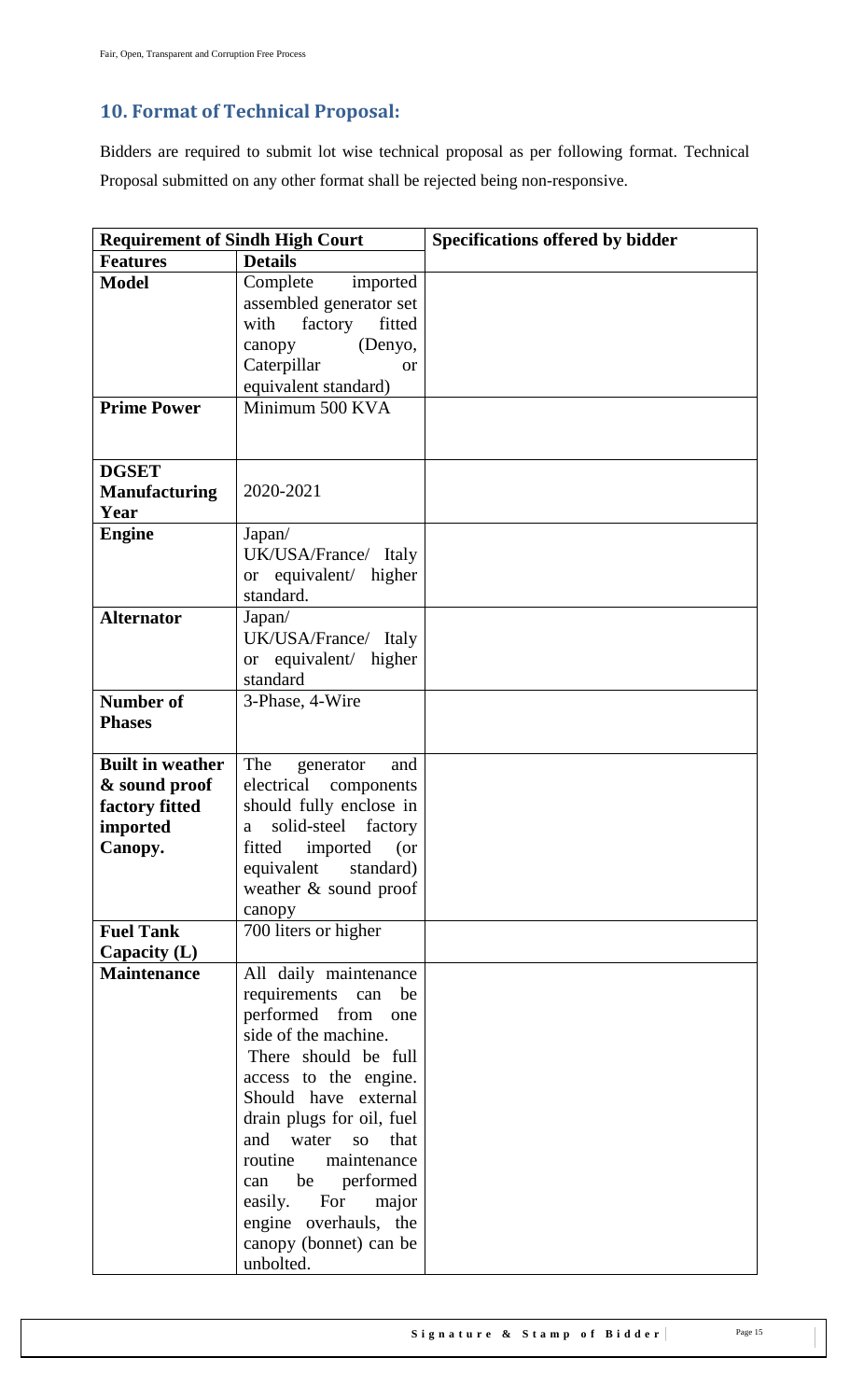## 10. Format of Technical Proposal:

Bidders are required to submit lot wise technical proposal as per following format. Technical Proposal submitted on any other format shall be rejected being non-responsive.

| Requirement of Sindh High Court | | Specifications offered by bidder |
|---|---|---|
| **Features** | **Details** | |
| **Model** | Complete imported assembled generator set with factory fitted canopy (Denyo, Caterpillar or equivalent standard) | |
| **Prime Power** | Minimum 500 KVA | |
| **DGSET Manufacturing Year** | 2020-2021 | |
| **Engine** | Japan/ UK/USA/France/ Italy or equivalent/ higher standard. | |
| **Alternator** | Japan/ UK/USA/France/ Italy or equivalent/ higher standard | |
| **Number of Phases** | 3-Phase, 4-Wire | |
| **Built in weather & sound proof factory fitted imported Canopy.** | The generator and electrical components should fully enclose in a solid-steel factory fitted imported (or equivalent standard) weather & sound proof canopy | |
| **Fuel Tank Capacity (L)** | 700 liters or higher | |
| **Maintenance** | All daily maintenance requirements can be performed from one side of the machine. There should be full access to the engine. Should have external drain plugs for oil, fuel and water so that routine maintenance can be performed easily. For major engine overhauls, the canopy (bonnet) can be unbolted. | |

Signature & Stamp of Bidder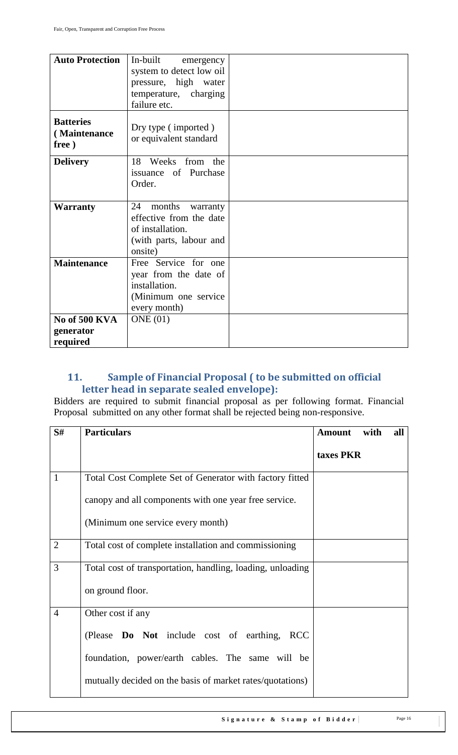| **Auto Protection** | In-built emergency system to detect low oil pressure, high water temperature, charging failure etc. | |
|---|---|---|
| **Batteries (Maintenance free)** | Dry type (imported) or equivalent standard | |
| **Delivery** | 18 Weeks from the issuance of Purchase Order. | |
| **Warranty** | 24 months warranty effective from the date of installation. (with parts, labour and onsite) | |
| **Maintenance** | Free Service for one year from the date of installation. (Minimum one service every month) | |
| **No of 500 KVA generator required** | ONE (01) | |

## 11. Sample of Financial Proposal ( to be submitted on official letter head in separate sealed envelope):

Bidders are required to submit financial proposal as per following format. Financial Proposal submitted on any other format shall be rejected being non-responsive.

| S# | Particulars | Amount with all taxes PKR |
|---|---|---|
| 1 | Total Cost Complete Set of Generator with factory fitted canopy and all components with one year free service. (Minimum one service every month) | |
| 2 | Total cost of complete installation and commissioning | |
| 3 | Total cost of transportation, handling, loading, unloading on ground floor. | |
| 4 | Other cost if any (Please **Do Not** include cost of earthing, RCC foundation, power/earth cables. The same will be mutually decided on the basis of market rates/quotations) | |

**Signature & Stamp of Bidder**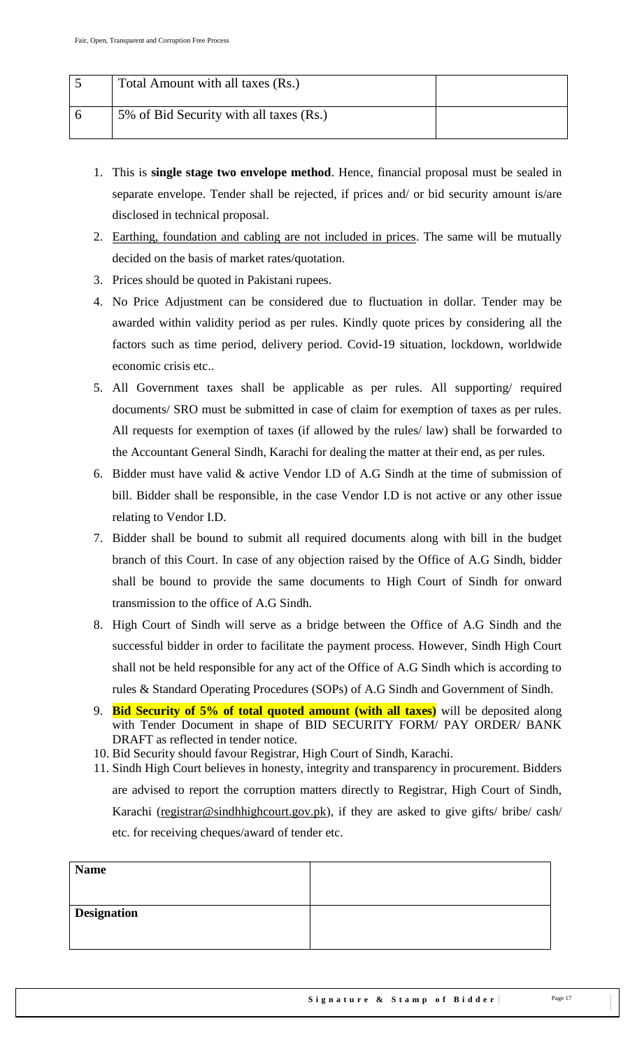| 5 | Total Amount with all taxes (Rs.) | |
|---|---|---|
| 6 | 5% of Bid Security with all taxes (Rs.) | |

1. This is **single stage two envelope method**. Hence, financial proposal must be sealed in separate envelope. Tender shall be rejected, if prices and/ or bid security amount is/are disclosed in technical proposal.
2. Earthing, foundation and cabling are not included in prices. The same will be mutually decided on the basis of market rates/quotation.
3. Prices should be quoted in Pakistani rupees.
4. No Price Adjustment can be considered due to fluctuation in dollar. Tender may be awarded within validity period as per rules. Kindly quote prices by considering all the factors such as time period, delivery period. Covid-19 situation, lockdown, worldwide economic crisis etc..
5. All Government taxes shall be applicable as per rules. All supporting/ required documents/ SRO must be submitted in case of claim for exemption of taxes as per rules. All requests for exemption of taxes (if allowed by the rules/ law) shall be forwarded to the Accountant General Sindh, Karachi for dealing the matter at their end, as per rules.
6. Bidder must have valid & active Vendor I.D of A.G Sindh at the time of submission of bill. Bidder shall be responsible, in the case Vendor I.D is not active or any other issue relating to Vendor I.D.
7. Bidder shall be bound to submit all required documents along with bill in the budget branch of this Court. In case of any objection raised by the Office of A.G Sindh, bidder shall be bound to provide the same documents to High Court of Sindh for onward transmission to the office of A.G Sindh.
8. High Court of Sindh will serve as a bridge between the Office of A.G Sindh and the successful bidder in order to facilitate the payment process. However, Sindh High Court shall not be held responsible for any act of the Office of A.G Sindh which is according to rules & Standard Operating Procedures (SOPs) of A.G Sindh and Government of Sindh.
9. **Bid Security of 5% of total quoted amount (with all taxes)** will be deposited along with Tender Document in shape of BID SECURITY FORM/ PAY ORDER/ BANK DRAFT as reflected in tender notice.
10. Bid Security should favour Registrar, High Court of Sindh, Karachi.
11. Sindh High Court believes in honesty, integrity and transparency in procurement. Bidders are advised to report the corruption matters directly to Registrar, High Court of Sindh, Karachi (registrar@sindhhighcourt.gov.pk), if they are asked to give gifts/ bribe/ cash/ etc. for receiving cheques/award of tender etc.

| **Name** | |
|---|---|
| **Designation** | |

**Signature & Stamp of Bidder**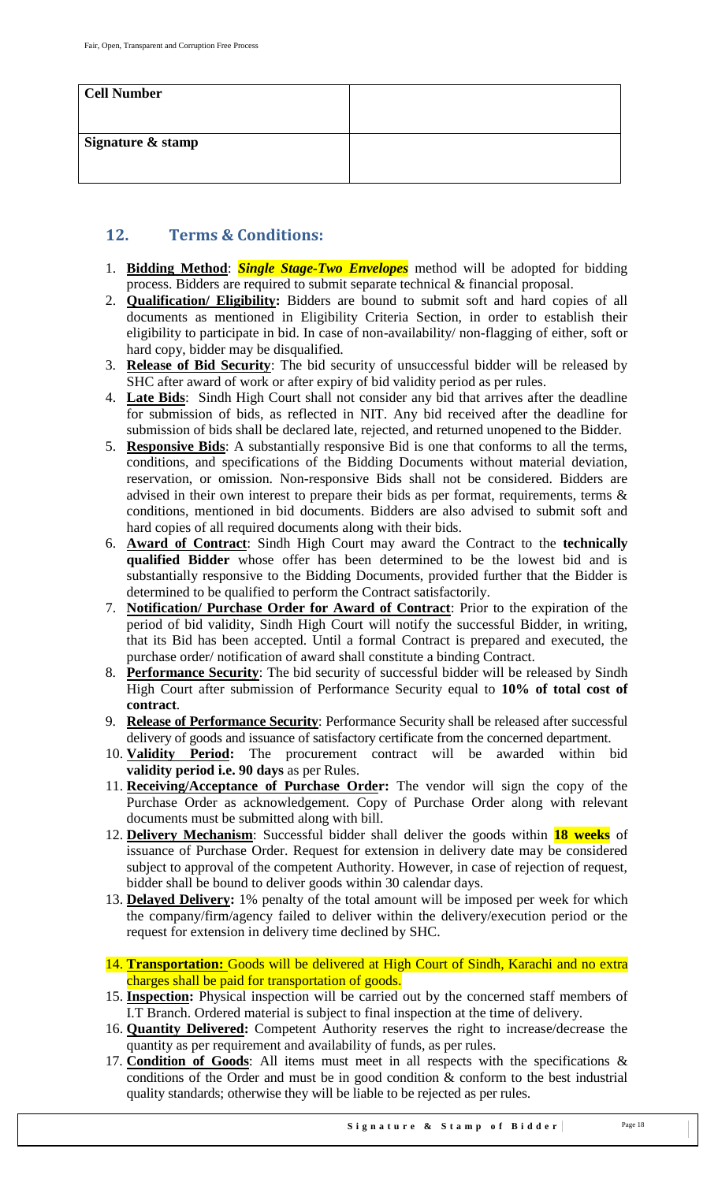| Cell Number | |
|---|---|
| Signature & stamp | |

## 12. Terms & Conditions:

1. **Bidding Method**: ***Single Stage-Two Envelopes*** method will be adopted for bidding process. Bidders are required to submit separate technical & financial proposal.
2. **Qualification/ Eligibility:** Bidders are bound to submit soft and hard copies of all documents as mentioned in Eligibility Criteria Section, in order to establish their eligibility to participate in bid. In case of non-availability/ non-flagging of either, soft or hard copy, bidder may be disqualified.
3. **Release of Bid Security**: The bid security of unsuccessful bidder will be released by SHC after award of work or after expiry of bid validity period as per rules.
4. **Late Bids**: Sindh High Court shall not consider any bid that arrives after the deadline for submission of bids, as reflected in NIT. Any bid received after the deadline for submission of bids shall be declared late, rejected, and returned unopened to the Bidder.
5. **Responsive Bids**: A substantially responsive Bid is one that conforms to all the terms, conditions, and specifications of the Bidding Documents without material deviation, reservation, or omission. Non-responsive Bids shall not be considered. Bidders are advised in their own interest to prepare their bids as per format, requirements, terms & conditions, mentioned in bid documents. Bidders are also advised to submit soft and hard copies of all required documents along with their bids.
6. **Award of Contract**: Sindh High Court may award the Contract to the **technically qualified Bidder** whose offer has been determined to be the lowest bid and is substantially responsive to the Bidding Documents, provided further that the Bidder is determined to be qualified to perform the Contract satisfactorily.
7. **Notification/ Purchase Order for Award of Contract**: Prior to the expiration of the period of bid validity, Sindh High Court will notify the successful Bidder, in writing, that its Bid has been accepted. Until a formal Contract is prepared and executed, the purchase order/ notification of award shall constitute a binding Contract.
8. **Performance Security**: The bid security of successful bidder will be released by Sindh High Court after submission of Performance Security equal to **10% of total cost of contract**.
9. **Release of Performance Security**: Performance Security shall be released after successful delivery of goods and issuance of satisfactory certificate from the concerned department.
10. **Validity Period:** The procurement contract will be awarded within bid **validity period i.e. 90 days** as per Rules.
11. **Receiving/Acceptance of Purchase Order:** The vendor will sign the copy of the Purchase Order as acknowledgement. Copy of Purchase Order along with relevant documents must be submitted along with bill.
12. **Delivery Mechanism**: Successful bidder shall deliver the goods within **18 weeks** of issuance of Purchase Order. Request for extension in delivery date may be considered subject to approval of the competent Authority. However, in case of rejection of request, bidder shall be bound to deliver goods within 30 calendar days.
13. **Delayed Delivery:** 1% penalty of the total amount will be imposed per week for which the company/firm/agency failed to deliver within the delivery/execution period or the request for extension in delivery time declined by SHC.
14. **Transportation:** Goods will be delivered at High Court of Sindh, Karachi and no extra charges shall be paid for transportation of goods.
15. **Inspection:** Physical inspection will be carried out by the concerned staff members of I.T Branch. Ordered material is subject to final inspection at the time of delivery.
16. **Quantity Delivered:** Competent Authority reserves the right to increase/decrease the quantity as per requirement and availability of funds, as per rules.
17. **Condition of Goods**: All items must meet in all respects with the specifications & conditions of the Order and must be in good condition & conform to the best industrial quality standards; otherwise they will be liable to be rejected as per rules.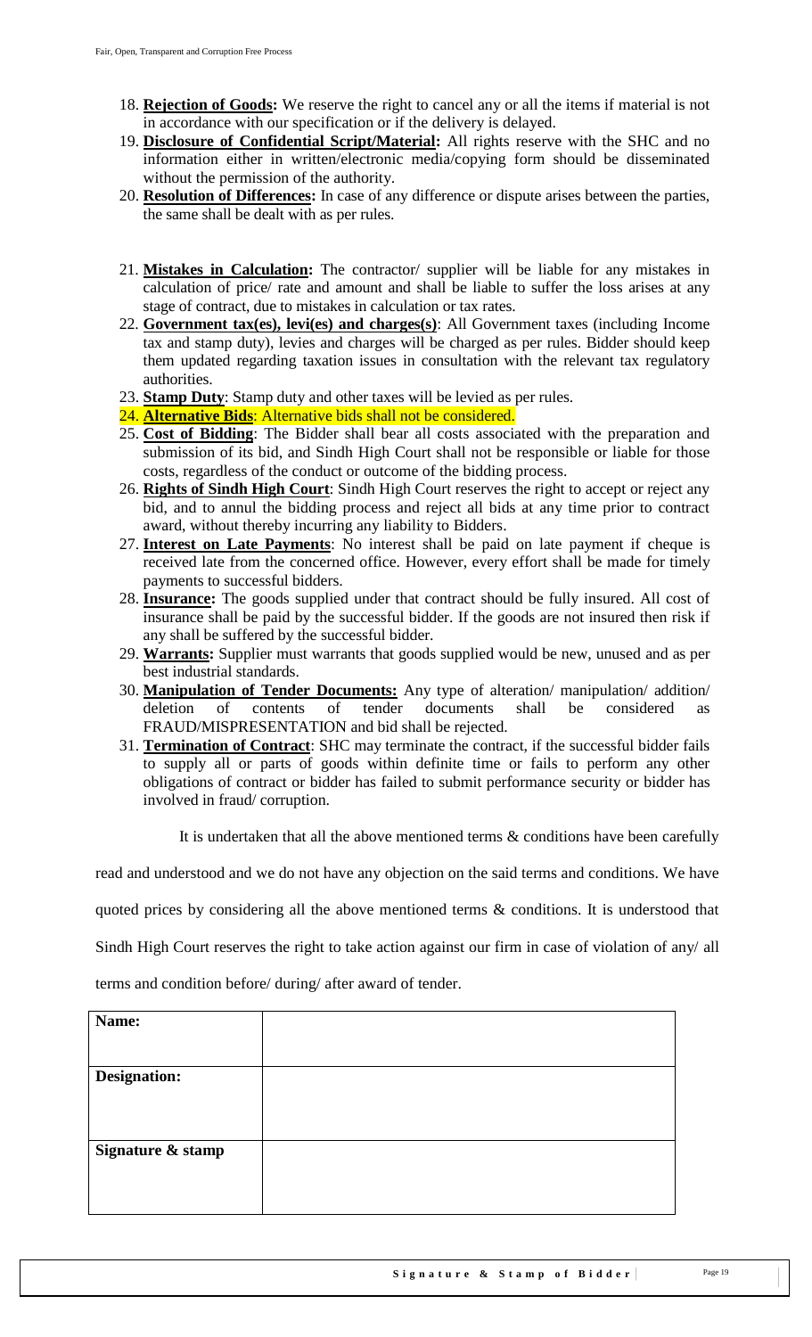18. **Rejection of Goods:** We reserve the right to cancel any or all the items if material is not in accordance with our specification or if the delivery is delayed.
19. **Disclosure of Confidential Script/Material:** All rights reserve with the SHC and no information either in written/electronic media/copying form should be disseminated without the permission of the authority.
20. **Resolution of Differences:** In case of any difference or dispute arises between the parties, the same shall be dealt with as per rules.
21. **Mistakes in Calculation:** The contractor/ supplier will be liable for any mistakes in calculation of price/ rate and amount and shall be liable to suffer the loss arises at any stage of contract, due to mistakes in calculation or tax rates.
22. **Government tax(es), levi(es) and charges(s)**: All Government taxes (including Income tax and stamp duty), levies and charges will be charged as per rules. Bidder should keep them updated regarding taxation issues in consultation with the relevant tax regulatory authorities.
23. **Stamp Duty**: Stamp duty and other taxes will be levied as per rules.
24. **Alternative Bids**: Alternative bids shall not be considered.
25. **Cost of Bidding**: The Bidder shall bear all costs associated with the preparation and submission of its bid, and Sindh High Court shall not be responsible or liable for those costs, regardless of the conduct or outcome of the bidding process.
26. **Rights of Sindh High Court**: Sindh High Court reserves the right to accept or reject any bid, and to annul the bidding process and reject all bids at any time prior to contract award, without thereby incurring any liability to Bidders.
27. **Interest on Late Payments**: No interest shall be paid on late payment if cheque is received late from the concerned office. However, every effort shall be made for timely payments to successful bidders.
28. **Insurance:** The goods supplied under that contract should be fully insured. All cost of insurance shall be paid by the successful bidder. If the goods are not insured then risk if any shall be suffered by the successful bidder.
29. **Warrants:** Supplier must warrants that goods supplied would be new, unused and as per best industrial standards.
30. **Manipulation of Tender Documents:** Any type of alteration/ manipulation/ addition/ deletion of contents of tender documents shall be considered as FRAUD/MISPRESENTATION and bid shall be rejected.
31. **Termination of Contract**: SHC may terminate the contract, if the successful bidder fails to supply all or parts of goods within definite time or fails to perform any other obligations of contract or bidder has failed to submit performance security or bidder has involved in fraud/ corruption.

It is undertaken that all the above mentioned terms & conditions have been carefully read and understood and we do not have any objection on the said terms and conditions. We have quoted prices by considering all the above mentioned terms & conditions. It is understood that Sindh High Court reserves the right to take action against our firm in case of violation of any/ all terms and condition before/ during/ after award of tender.

| **Name:** | |
|---|---|
| **Designation:** | |
| **Signature & stamp** | |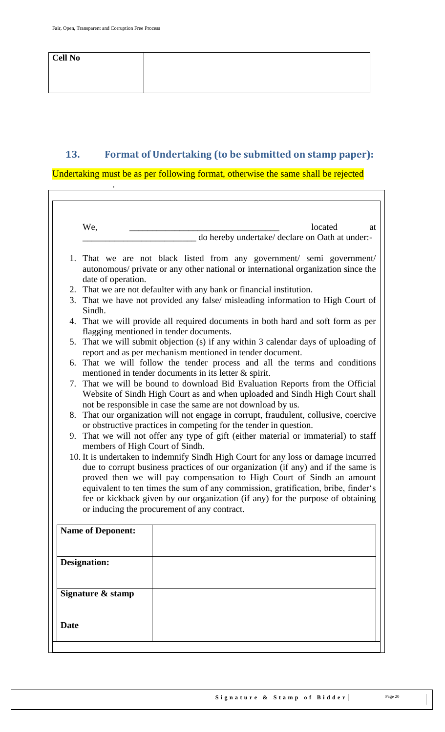| Cell No | |
|---|---|

## 13. Format of Undertaking (to be submitted on stamp paper):

Undertaking must be as per following format, otherwise the same shall be rejected

We, ________________________________ located at ________________________ do hereby undertake/ declare on Oath at under:-

1. That we are not black listed from any government/ semi government/ autonomous/ private or any other national or international organization since the date of operation.
2. That we are not defaulter with any bank or financial institution.
3. That we have not provided any false/ misleading information to High Court of Sindh.
4. That we will provide all required documents in both hard and soft form as per flagging mentioned in tender documents.
5. That we will submit objection (s) if any within 3 calendar days of uploading of report and as per mechanism mentioned in tender document.
6. That we will follow the tender process and all the terms and conditions mentioned in tender documents in its letter & spirit.
7. That we will be bound to download Bid Evaluation Reports from the Official Website of Sindh High Court as and when uploaded and Sindh High Court shall not be responsible in case the same are not download by us.
8. That our organization will not engage in corrupt, fraudulent, collusive, coercive or obstructive practices in competing for the tender in question.
9. That we will not offer any type of gift (either material or immaterial) to staff members of High Court of Sindh.
10. It is undertaken to indemnify Sindh High Court for any loss or damage incurred due to corrupt business practices of our organization (if any) and if the same is proved then we will pay compensation to High Court of Sindh an amount equivalent to ten times the sum of any commission, gratification, bribe, finder's fee or kickback given by our organization (if any) for the purpose of obtaining or inducing the procurement of any contract.

| Name of Deponent: | |
|---|---|
| Designation: | |
| Signature & stamp | |
| Date | |

Signature & Stamp of Bidder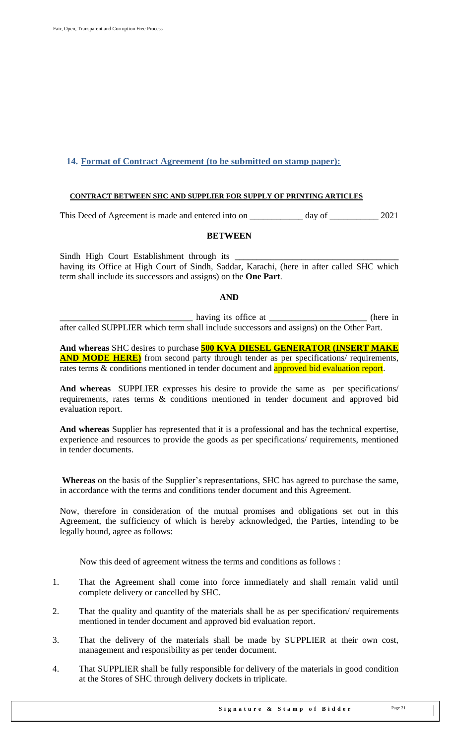## 14. Format of Contract Agreement (to be submitted on stamp paper):

**CONTRACT BETWEEN SHC AND SUPPLIER FOR SUPPLY OF PRINTING ARTICLES**

This Deed of Agreement is made and entered into on ____________ day of ___________ 2021

**BETWEEN**

Sindh High Court Establishment through its _____________________________________ having its Office at High Court of Sindh, Saddar, Karachi, (here in after called SHC which term shall include its successors and assigns) on the **One Part**.

**AND**

______________________________ having its office at ______________________ (here in after called SUPPLIER which term shall include successors and assigns) on the Other Part.

**And whereas** SHC desires to purchase **500 KVA DIESEL GENERATOR (INSERT MAKE AND MODE HERE)** from second party through tender as per specifications/ requirements, rates terms & conditions mentioned in tender document and approved bid evaluation report.

**And whereas** SUPPLIER expresses his desire to provide the same as per specifications/ requirements, rates terms & conditions mentioned in tender document and approved bid evaluation report.

**And whereas** Supplier has represented that it is a professional and has the technical expertise, experience and resources to provide the goods as per specifications/ requirements, mentioned in tender documents.

**Whereas** on the basis of the Supplier's representations, SHC has agreed to purchase the same, in accordance with the terms and conditions tender document and this Agreement.

Now, therefore in consideration of the mutual promises and obligations set out in this Agreement, the sufficiency of which is hereby acknowledged, the Parties, intending to be legally bound, agree as follows:

Now this deed of agreement witness the terms and conditions as follows :

1. That the Agreement shall come into force immediately and shall remain valid until complete delivery or cancelled by SHC.
2. That the quality and quantity of the materials shall be as per specification/ requirements mentioned in tender document and approved bid evaluation report.
3. That the delivery of the materials shall be made by SUPPLIER at their own cost, management and responsibility as per tender document.
4. That SUPPLIER shall be fully responsible for delivery of the materials in good condition at the Stores of SHC through delivery dockets in triplicate.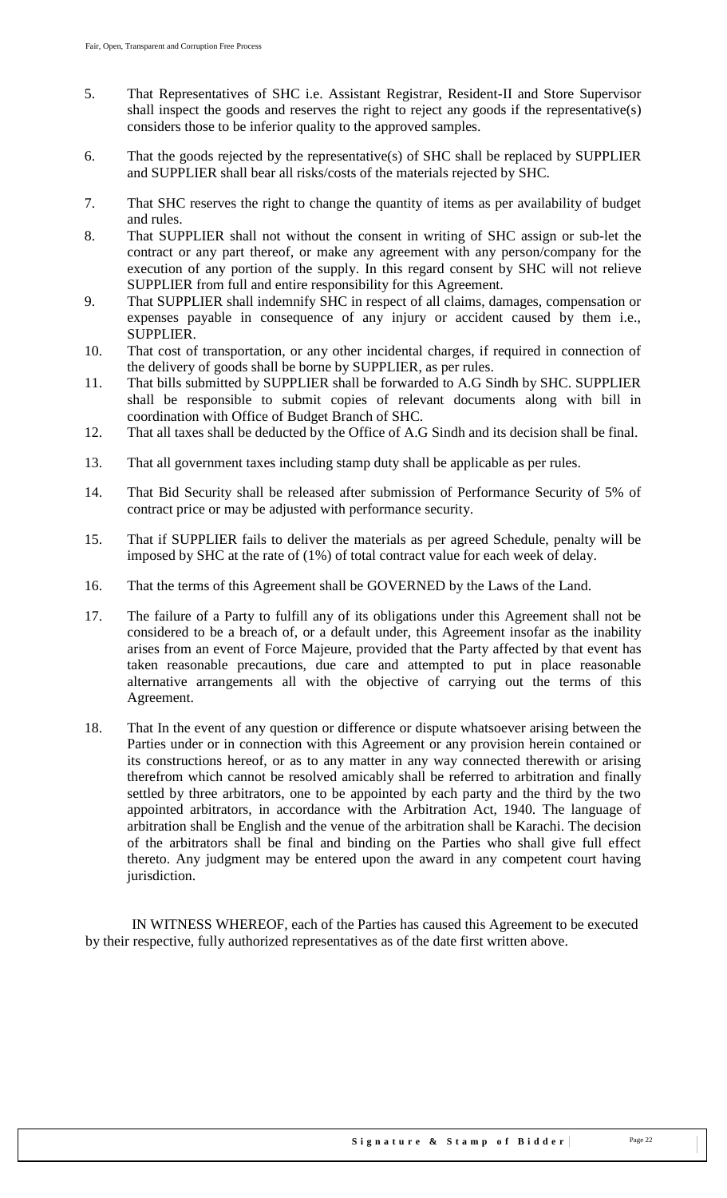5. That Representatives of SHC i.e. Assistant Registrar, Resident-II and Store Supervisor shall inspect the goods and reserves the right to reject any goods if the representative(s) considers those to be inferior quality to the approved samples.

6. That the goods rejected by the representative(s) of SHC shall be replaced by SUPPLIER and SUPPLIER shall bear all risks/costs of the materials rejected by SHC.

7. That SHC reserves the right to change the quantity of items as per availability of budget and rules.

8. That SUPPLIER shall not without the consent in writing of SHC assign or sub-let the contract or any part thereof, or make any agreement with any person/company for the execution of any portion of the supply. In this regard consent by SHC will not relieve SUPPLIER from full and entire responsibility for this Agreement.

9. That SUPPLIER shall indemnify SHC in respect of all claims, damages, compensation or expenses payable in consequence of any injury or accident caused by them i.e., SUPPLIER.

10. That cost of transportation, or any other incidental charges, if required in connection of the delivery of goods shall be borne by SUPPLIER, as per rules.

11. That bills submitted by SUPPLIER shall be forwarded to A.G Sindh by SHC. SUPPLIER shall be responsible to submit copies of relevant documents along with bill in coordination with Office of Budget Branch of SHC.

12. That all taxes shall be deducted by the Office of A.G Sindh and its decision shall be final.

13. That all government taxes including stamp duty shall be applicable as per rules.

14. That Bid Security shall be released after submission of Performance Security of 5% of contract price or may be adjusted with performance security.

15. That if SUPPLIER fails to deliver the materials as per agreed Schedule, penalty will be imposed by SHC at the rate of (1%) of total contract value for each week of delay.

16. That the terms of this Agreement shall be GOVERNED by the Laws of the Land.

17. The failure of a Party to fulfill any of its obligations under this Agreement shall not be considered to be a breach of, or a default under, this Agreement insofar as the inability arises from an event of Force Majeure, provided that the Party affected by that event has taken reasonable precautions, due care and attempted to put in place reasonable alternative arrangements all with the objective of carrying out the terms of this Agreement.

18. That In the event of any question or difference or dispute whatsoever arising between the Parties under or in connection with this Agreement or any provision herein contained or its constructions hereof, or as to any matter in any way connected therewith or arising therefrom which cannot be resolved amicably shall be referred to arbitration and finally settled by three arbitrators, one to be appointed by each party and the third by the two appointed arbitrators, in accordance with the Arbitration Act, 1940. The language of arbitration shall be English and the venue of the arbitration shall be Karachi. The decision of the arbitrators shall be final and binding on the Parties who shall give full effect thereto. Any judgment may be entered upon the award in any competent court having jurisdiction.

IN WITNESS WHEREOF, each of the Parties has caused this Agreement to be executed by their respective, fully authorized representatives as of the date first written above.

**Signature & Stamp of Bidder**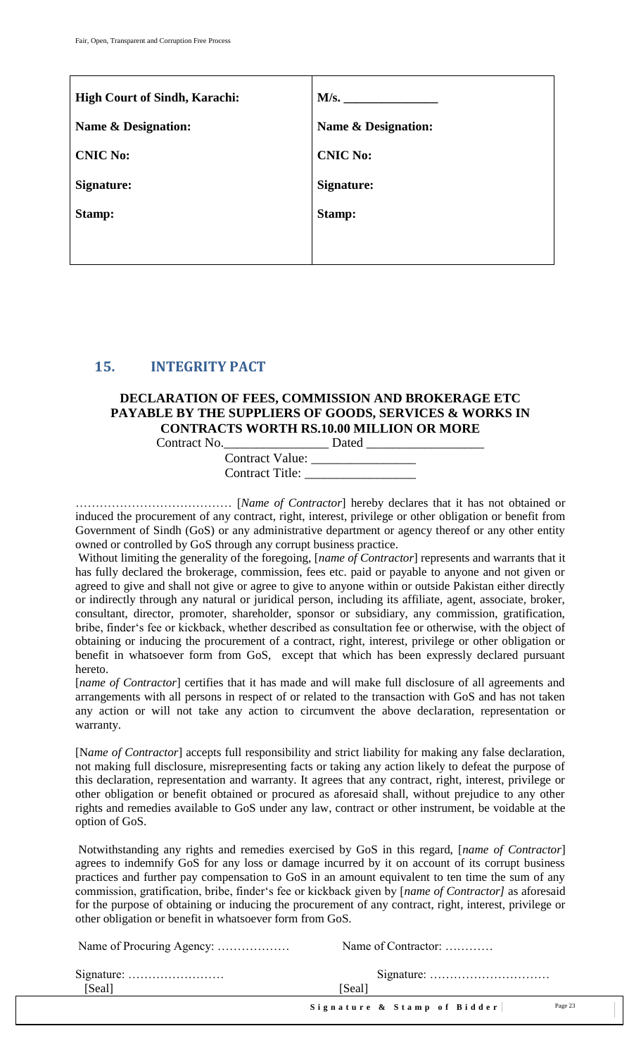| High Court of Sindh, Karachi: | M/s. _______________ |
|---|---|
| Name & Designation: | Name & Designation: |
| CNIC No: | CNIC No: |
| Signature: | Signature: |
| Stamp: | Stamp: |

## 15. INTEGRITY PACT

### DECLARATION OF FEES, COMMISSION AND BROKERAGE ETC PAYABLE BY THE SUPPLIERS OF GOODS, SERVICES & WORKS IN CONTRACTS WORTH RS.10.00 MILLION OR MORE

Contract No.________________ Dated __________________

Contract Value: ________________

Contract Title: _________________

………………………………… [*Name of Contractor*] hereby declares that it has not obtained or induced the procurement of any contract, right, interest, privilege or other obligation or benefit from Government of Sindh (GoS) or any administrative department or agency thereof or any other entity owned or controlled by GoS through any corrupt business practice.

Without limiting the generality of the foregoing, [*name of Contractor*] represents and warrants that it has fully declared the brokerage, commission, fees etc. paid or payable to anyone and not given or agreed to give and shall not give or agree to give to anyone within or outside Pakistan either directly or indirectly through any natural or juridical person, including its affiliate, agent, associate, broker, consultant, director, promoter, shareholder, sponsor or subsidiary, any commission, gratification, bribe, finder's fee or kickback, whether described as consultation fee or otherwise, with the object of obtaining or inducing the procurement of a contract, right, interest, privilege or other obligation or benefit in whatsoever form from GoS, except that which has been expressly declared pursuant hereto.

[*name of Contractor*] certifies that it has made and will make full disclosure of all agreements and arrangements with all persons in respect of or related to the transaction with GoS and has not taken any action or will not take any action to circumvent the above declaration, representation or warranty.

[N*ame of Contractor*] accepts full responsibility and strict liability for making any false declaration, not making full disclosure, misrepresenting facts or taking any action likely to defeat the purpose of this declaration, representation and warranty. It agrees that any contract, right, interest, privilege or other obligation or benefit obtained or procured as aforesaid shall, without prejudice to any other rights and remedies available to GoS under any law, contract or other instrument, be voidable at the option of GoS.

Notwithstanding any rights and remedies exercised by GoS in this regard, [*name of Contractor*] agrees to indemnify GoS for any loss or damage incurred by it on account of its corrupt business practices and further pay compensation to GoS in an amount equivalent to ten time the sum of any commission, gratification, bribe, finder's fee or kickback given by [*name of Contractor]* as aforesaid for the purpose of obtaining or inducing the procurement of any contract, right, interest, privilege or other obligation or benefit in whatsoever form from GoS.

Name of Procuring Agency: ……………… Name of Contractor: …………

Signature: …………………… Signature: …………………………

[Seal] [Seal]

Signature & Stamp of Bidder